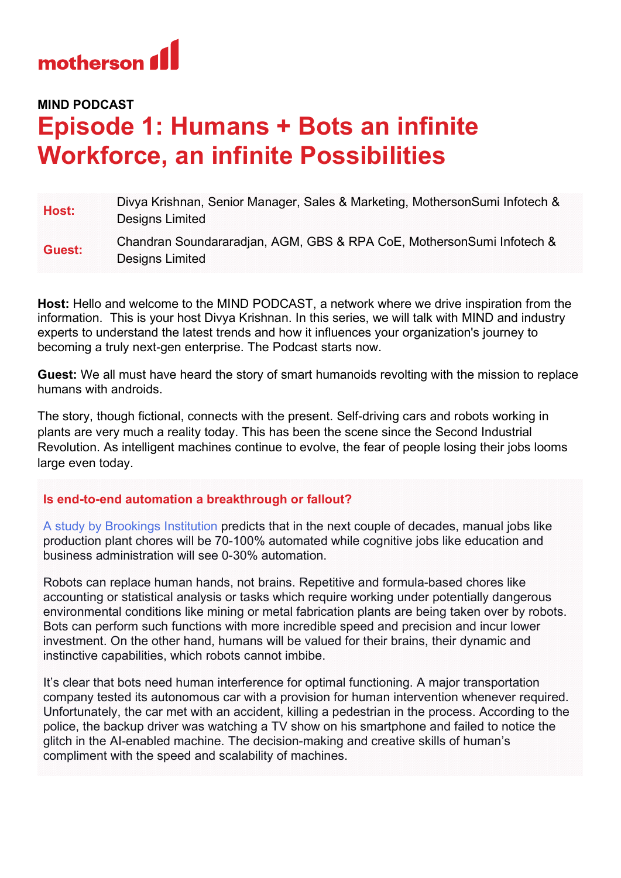motherson

**MIND PODCAST**

# Episode 1: Humans + Bots an infinite Workforce, an infinite Possibilities

| | |
|---|---|
| **Host:** | Divya Krishnan, Senior Manager, Sales & Marketing, MothersonSumi Infotech & Designs Limited |
| **Guest:** | Chandran Soundararadjan, AGM, GBS & RPA CoE, MothersonSumi Infotech & Designs Limited |

**Host:** Hello and welcome to the MIND PODCAST, a network where we drive inspiration from the information. This is your host Divya Krishnan. In this series, we will talk with MIND and industry experts to understand the latest trends and how it influences your organization's journey to becoming a truly next-gen enterprise. The Podcast starts now.

**Guest:** We all must have heard the story of smart humanoids revolting with the mission to replace humans with androids.

The story, though fictional, connects with the present. Self-driving cars and robots working in plants are very much a reality today. This has been the scene since the Second Industrial Revolution. As intelligent machines continue to evolve, the fear of people losing their jobs looms large even today.

### Is end-to-end automation a breakthrough or fallout?

A study by Brookings Institution predicts that in the next couple of decades, manual jobs like production plant chores will be 70-100% automated while cognitive jobs like education and business administration will see 0-30% automation.

Robots can replace human hands, not brains. Repetitive and formula-based chores like accounting or statistical analysis or tasks which require working under potentially dangerous environmental conditions like mining or metal fabrication plants are being taken over by robots. Bots can perform such functions with more incredible speed and precision and incur lower investment. On the other hand, humans will be valued for their brains, their dynamic and instinctive capabilities, which robots cannot imbibe.

It's clear that bots need human interference for optimal functioning. A major transportation company tested its autonomous car with a provision for human intervention whenever required. Unfortunately, the car met with an accident, killing a pedestrian in the process. According to the police, the backup driver was watching a TV show on his smartphone and failed to notice the glitch in the AI-enabled machine. The decision-making and creative skills of human's compliment with the speed and scalability of machines.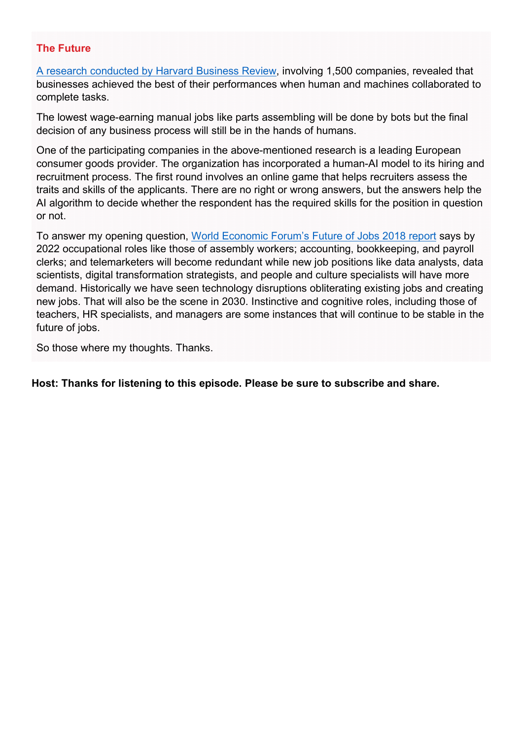## The Future

A research conducted by Harvard Business Review, involving 1,500 companies, revealed that businesses achieved the best of their performances when human and machines collaborated to complete tasks.

The lowest wage-earning manual jobs like parts assembling will be done by bots but the final decision of any business process will still be in the hands of humans.

One of the participating companies in the above-mentioned research is a leading European consumer goods provider. The organization has incorporated a human-AI model to its hiring and recruitment process. The first round involves an online game that helps recruiters assess the traits and skills of the applicants. There are no right or wrong answers, but the answers help the AI algorithm to decide whether the respondent has the required skills for the position in question or not.

To answer my opening question, World Economic Forum's Future of Jobs 2018 report says by 2022 occupational roles like those of assembly workers; accounting, bookkeeping, and payroll clerks; and telemarketers will become redundant while new job positions like data analysts, data scientists, digital transformation strategists, and people and culture specialists will have more demand. Historically we have seen technology disruptions obliterating existing jobs and creating new jobs. That will also be the scene in 2030. Instinctive and cognitive roles, including those of teachers, HR specialists, and managers are some instances that will continue to be stable in the future of jobs.

So those where my thoughts. Thanks.

**Host: Thanks for listening to this episode. Please be sure to subscribe and share.**